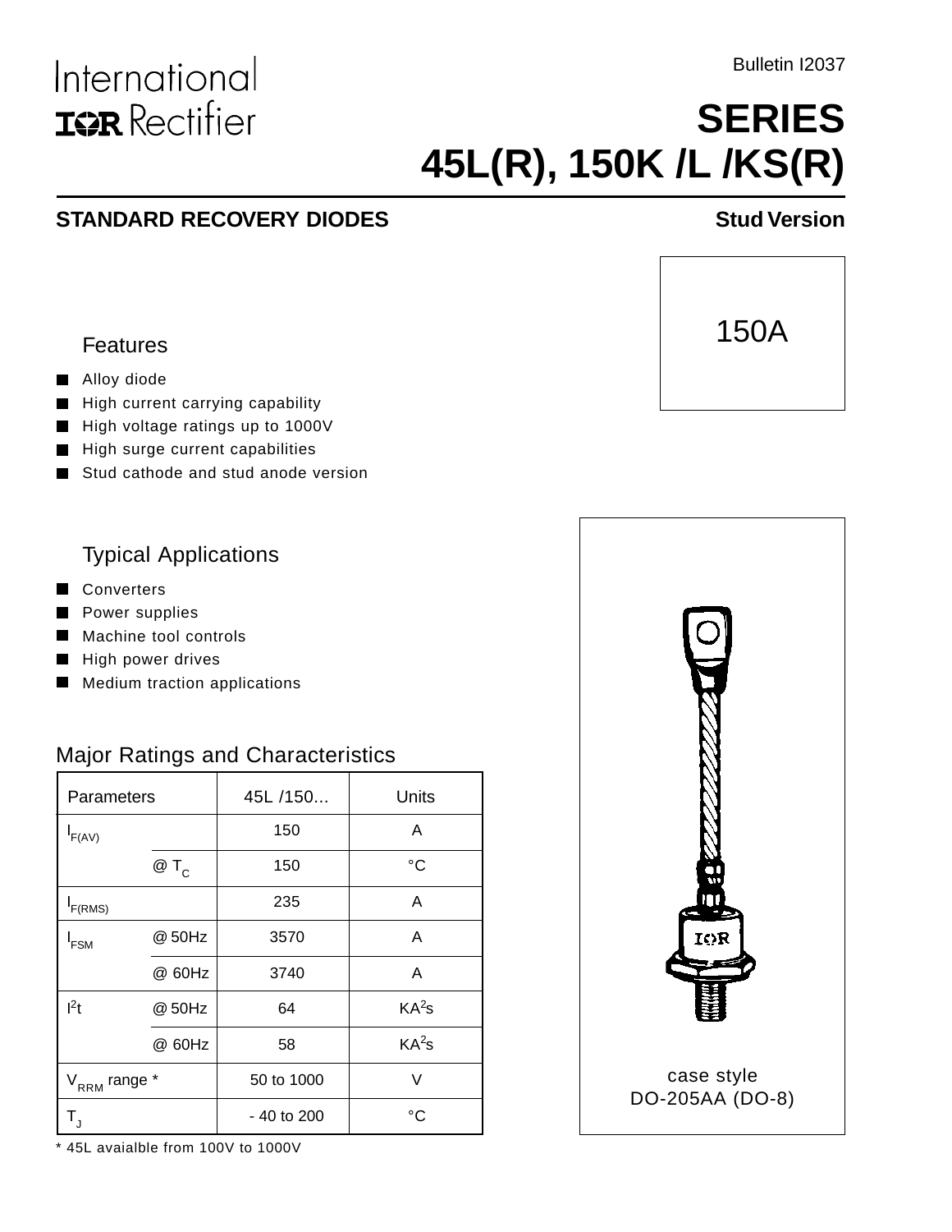International
IOR Rectifier

Bulletin I2037

# SERIES
# 45L(R), 150K /L /KS(R)

**STANDARD RECOVERY DIODES** **Stud Version**

150A

## Features

- Alloy diode
- High current carrying capability
- High voltage ratings up to 1000V
- High surge current capabilities
- Stud cathode and stud anode version

## Typical Applications

- Converters
- Power supplies
- Machine tool controls
- High power drives
- Medium traction applications

## Major Ratings and Characteristics

| Parameters | | 45L /150... | Units |
|---|---|---|---|
| $I_{F(AV)}$ | | 150 | A |
| | @ $T_C$ | 150 | °C |
| $I_{F(RMS)}$ | | 235 | A |
| $I_{FSM}$ | @ 50Hz | 3570 | A |
| | @ 60Hz | 3740 | A |
| $I^2t$ | @ 50Hz | 64 | $KA^2s$ |
| | @ 60Hz | 58 | $KA^2s$ |
| $V_{RRM}$ range * | | 50 to 1000 | V |
| $T_J$ | | - 40 to 200 | °C |

* 45L avaialble from 100V to 1000V

case style
DO-205AA (DO-8)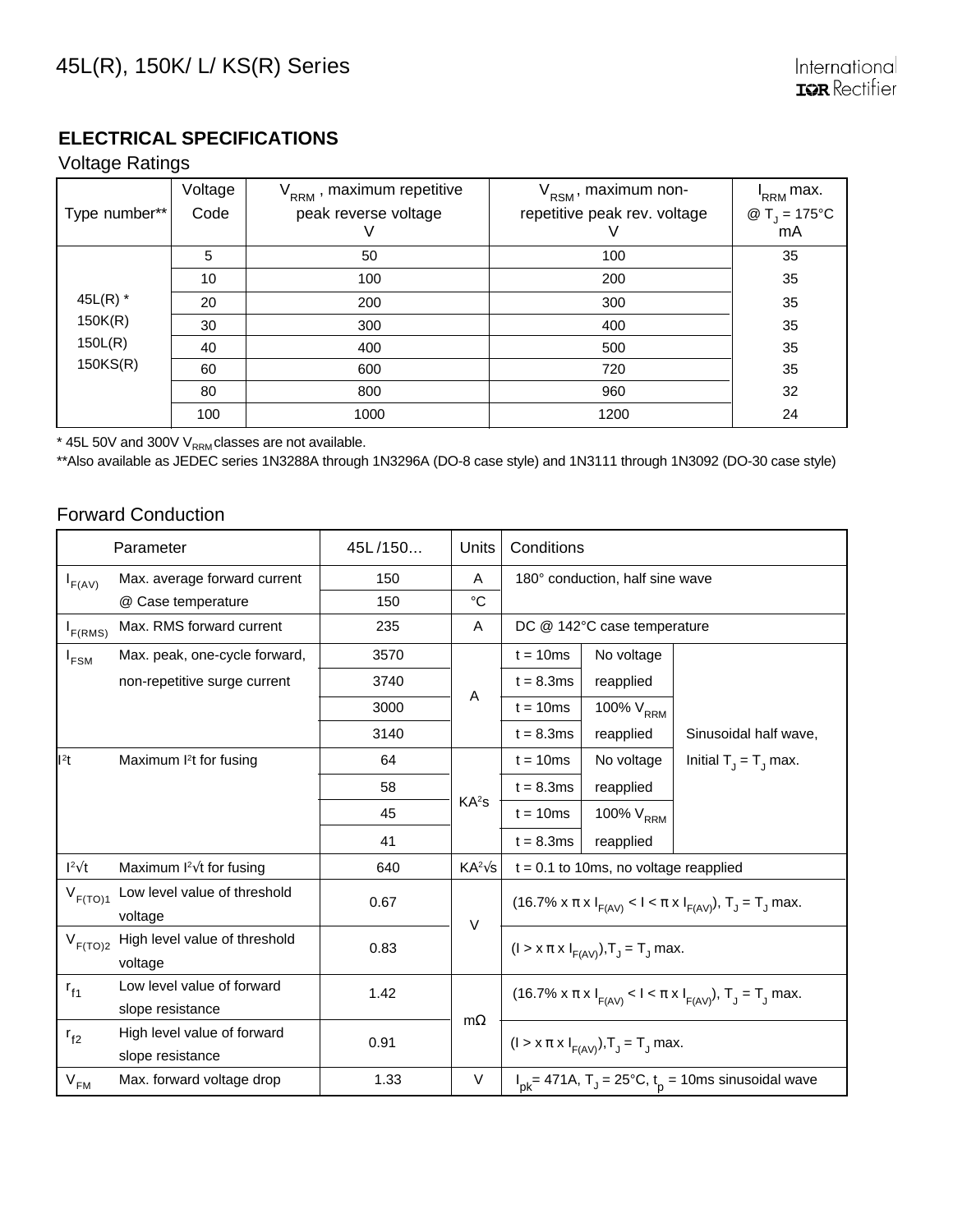## ELECTRICAL SPECIFICATIONS

### Voltage Ratings

| Type number** | Voltage Code | $V_{RRM}$ , maximum repetitive peak reverse voltage V | $V_{RSM}$ , maximum non-repetitive peak rev. voltage V | $I_{RRM}$ max. @ $T_J$ = 175°C mA |
|---|---|---|---|---|
| 45L(R) * 150K(R) 150L(R) 150KS(R) | 5 | 50 | 100 | 35 |
| | 10 | 100 | 200 | 35 |
| | 20 | 200 | 300 | 35 |
| | 30 | 300 | 400 | 35 |
| | 40 | 400 | 500 | 35 |
| | 60 | 600 | 720 | 35 |
| | 80 | 800 | 960 | 32 |
| | 100 | 1000 | 1200 | 24 |

* 45L 50V and 300V $V_{RRM}$ classes are not available.

**Also available as JEDEC series 1N3288A through 1N3296A (DO-8 case style) and 1N3111 through 1N3092 (DO-30 case style)

### Forward Conduction

| | Parameter | 45L /150... | Units | Conditions | | |
|---|---|---|---|---|---|---|
| $I_{F(AV)}$ | Max. average forward current | 150 | A | 180° conduction, half sine wave | | |
| | @ Case temperature | 150 | °C | | | |
| $I_{F(RMS)}$ | Max. RMS forward current | 235 | A | DC @ 142°C case temperature | | |
| $I_{FSM}$ | Max. peak, one-cycle forward, non-repetitive surge current | 3570 | A | t = 10ms | No voltage reapplied | Sinusoidal half wave, Initial $T_J$ = $T_J$ max. |
| | | 3740 | | t = 8.3ms | | |
| | | 3000 | | t = 10ms | 100% $V_{RRM}$ reapplied | |
| | | 3140 | | t = 8.3ms | | |
| $I^2t$ | Maximum $I^2t$ for fusing | 64 | $KA^2s$ | t = 10ms | No voltage reapplied | |
| | | 58 | | t = 8.3ms | | |
| | | 45 | | t = 10ms | 100% $V_{RRM}$ reapplied | |
| | | 41 | | t = 8.3ms | | |
| $I^2\sqrt{t}$ | Maximum $I^2\sqrt{t}$ for fusing | 640 | $KA^2\sqrt{s}$ | t = 0.1 to 10ms, no voltage reapplied | | |
| $V_{F(TO)1}$ | Low level value of threshold voltage | 0.67 | V | (16.7% x π x $I_{F(AV)}$ < I < π x $I_{F(AV)}$), $T_J$ = $T_J$ max. | | |
| $V_{F(TO)2}$ | High level value of threshold voltage | 0.83 | | (I > x π x $I_{F(AV)}$),$T_J$ = $T_J$ max. | | |
| $r_{f1}$ | Low level value of forward slope resistance | 1.42 | mΩ | (16.7% x π x $I_{F(AV)}$ < I < π x $I_{F(AV)}$), $T_J$ = $T_J$ max. | | |
| $r_{f2}$ | High level value of forward slope resistance | 0.91 | | (I > x π x $I_{F(AV)}$),$T_J$ = $T_J$ max. | | |
| $V_{FM}$ | Max. forward voltage drop | 1.33 | V | $I_{pk}$= 471A, $T_J$ = 25°C, $t_p$ = 10ms sinusoidal wave | | |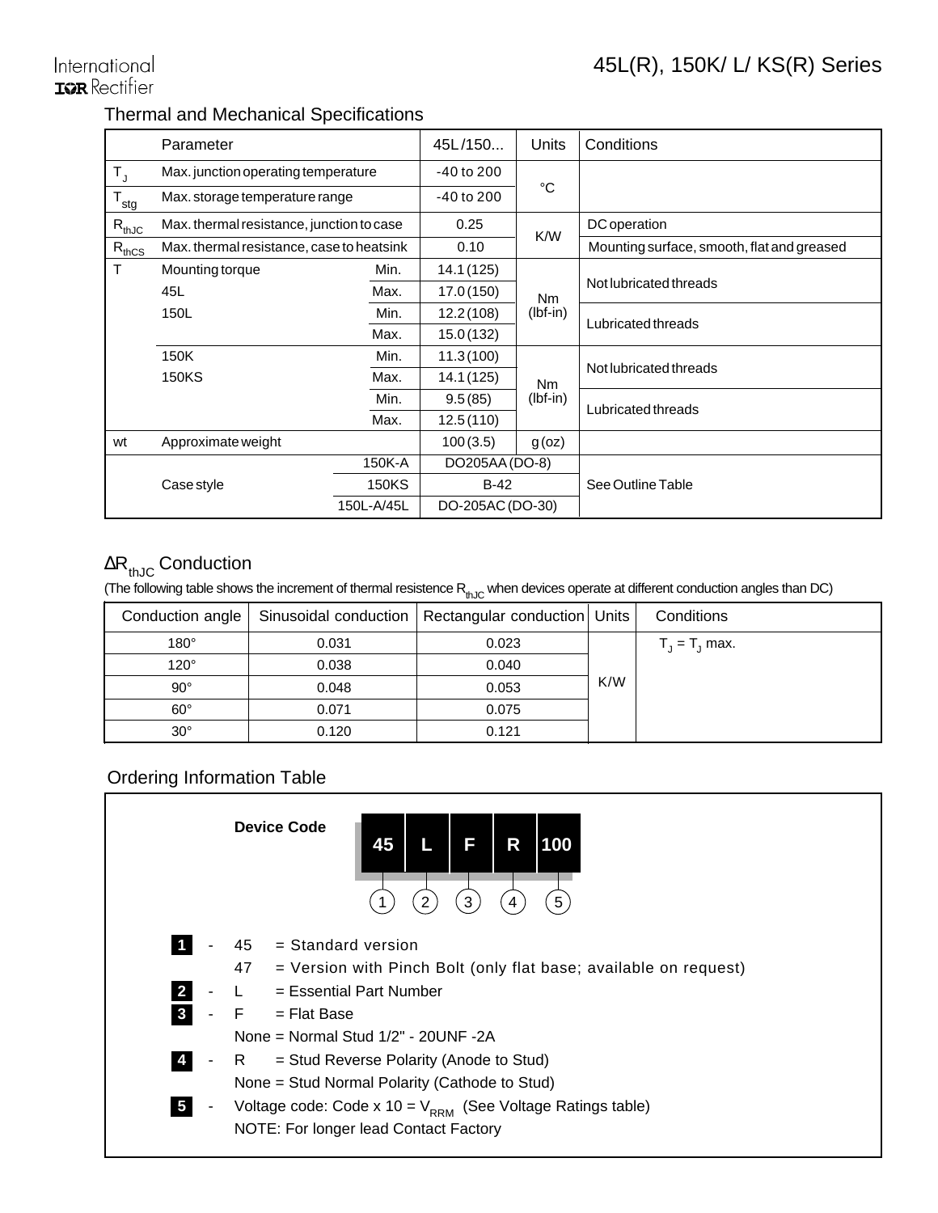## Thermal and Mechanical Specifications

| | Parameter | | 45L /150... | Units | Conditions |
|---|---|---|---|---|---|
| $T_J$ | Max. junction operating temperature | | -40 to 200 | °C | |
| $T_{stg}$ | Max. storage temperature range | | -40 to 200 | | |
| $R_{thJC}$ | Max. thermal resistance, junction to case | | 0.25 | K/W | DC operation |
| $R_{thCS}$ | Max. thermal resistance, case to heatsink | | 0.10 | | Mounting surface, smooth, flat and greased |
| T | Mounting torque | Min. | 14.1 (125) | Nm (lbf-in) | Not lubricated threads |
| | 45L | Max. | 17.0 (150) | | |
| | 150L | Min. | 12.2 (108) | | Lubricated threads |
| | | Max. | 15.0 (132) | | |
| | 150K | Min. | 11.3 (100) | Nm (lbf-in) | Not lubricated threads |
| | 150KS | Max. | 14.1 (125) | | |
| | | Min. | 9.5 (85) | | Lubricated threads |
| | | Max. | 12.5 (110) | | |
| wt | Approximate weight | | 100 (3.5) | g (oz) | |
| | Case style | 150K-A | DO205AA (DO-8) | | See Outline Table |
| | | 150KS | B-42 | | |
| | | 150L-A/45L | DO-205AC (DO-30) | | |

## $\Delta R_{thJC}$ Conduction

(The following table shows the increment of thermal resistence $R_{thJC}$ when devices operate at different conduction angles than DC)

| Conduction angle | Sinusoidal conduction | Rectangular conduction | Units | Conditions |
|---|---|---|---|---|
| 180° | 0.031 | 0.023 | K/W | $T_J = T_J$ max. |
| 120° | 0.038 | 0.040 | | |
| 90° | 0.048 | 0.053 | | |
| 60° | 0.071 | 0.075 | | |
| 30° | 0.120 | 0.121 | | |

## Ordering Information Table

**Device Code**

| 45 | L | F | R | 100 |
|---|---|---|---|---|
| 1 | 2 | 3 | 4 | 5 |

1 - 45 = Standard version
    47 = Version with Pinch Bolt (only flat base; available on request)

2 - L = Essential Part Number

3 - F = Flat Base
    None = Normal Stud 1/2" - 20UNF -2A

4 - R = Stud Reverse Polarity (Anode to Stud)
    None = Stud Normal Polarity (Cathode to Stud)

5 - Voltage code: Code x 10 = $V_{RRM}$ (See Voltage Ratings table)
    NOTE: For longer lead Contact Factory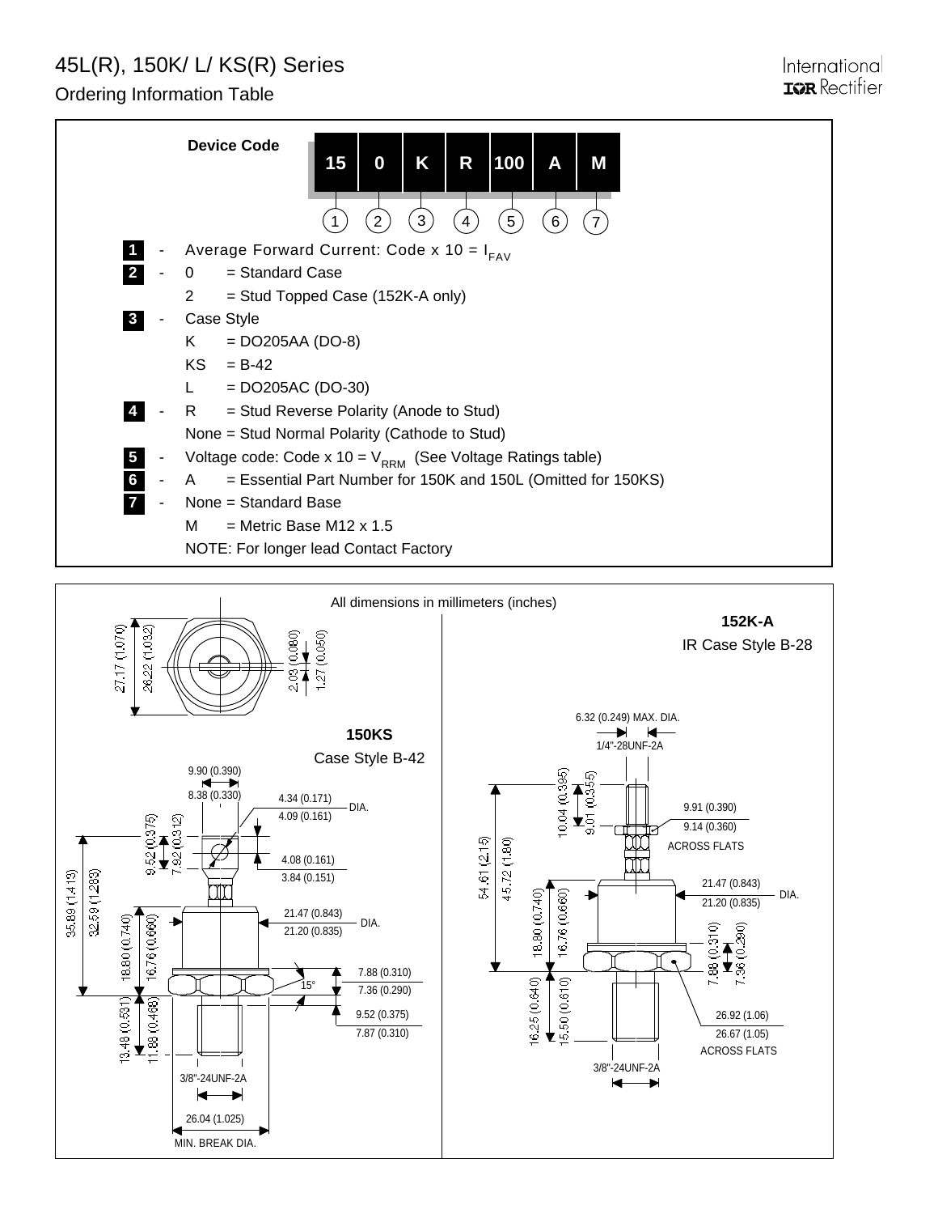# 45L(R), 150K/ L/ KS(R) Series

## Ordering Information Table

**Device Code**

| 15 | 0 | K | R | 100 | A | M |
|---|---|---|---|---|---|---|
| 1 | 2 | 3 | 4 | 5 | 6 | 7 |

- **1** - Average Forward Current: Code x 10 = $I_{FAV}$
- **2** - 0 = Standard Case
  - 2 = Stud Topped Case (152K-A only)
- **3** - Case Style
  - K = DO205AA (DO-8)
  - KS = B-42
  - L = DO205AC (DO-30)
- **4** - R = Stud Reverse Polarity (Anode to Stud)
  - None = Stud Normal Polarity (Cathode to Stud)
- **5** - Voltage code: Code x 10 = $V_{RRM}$ (See Voltage Ratings table)
- **6** - A = Essential Part Number for 150K and 150L (Omitted for 150KS)
- **7** - None = Standard Base
  - M = Metric Base M12 x 1.5
  - NOTE: For longer lead Contact Factory

All dimensions in millimeters (inches)

**150KS**
Case Style B-42

27.17 (1.070); 26.22 (1.032); 2.03 (0.080); 1.27 (0.050); 9.90 (0.390); 8.38 (0.330); 4.34 (0.171) / 4.09 (0.161) DIA.; 9.52 (0.375); 7.92 (0.312); 4.08 (0.161) / 3.84 (0.151); 35.89 (1.413); 32.59 (1.283); 18.80 (0.740); 16.76 (0.660); 21.47 (0.843) / 21.20 (0.835) DIA.; 15°; 7.88 (0.310) / 7.36 (0.290); 9.52 (0.375) / 7.87 (0.310); 13.48 (0.531); 11.88 (0.468); 3/8"-24UNF-2A; 26.04 (1.025) MIN. BREAK DIA.

**152K-A**
IR Case Style B-28

6.32 (0.249) MAX. DIA.; 1/4"-28UNF-2A; 10.04 (0.395); 9.01 (0.355); 9.91 (0.390) / 9.14 (0.360) ACROSS FLATS; 54.61 (2.15); 45.72 (1.80); 21.47 (0.843) / 21.20 (0.835) DIA.; 18.80 (0.740); 16.76 (0.660); 7.88 (0.310); 7.36 (0.290); 16.25 (0.640); 15.50 (0.610); 26.92 (1.06) / 26.67 (1.05) ACROSS FLATS; 3/8"-24UNF-2A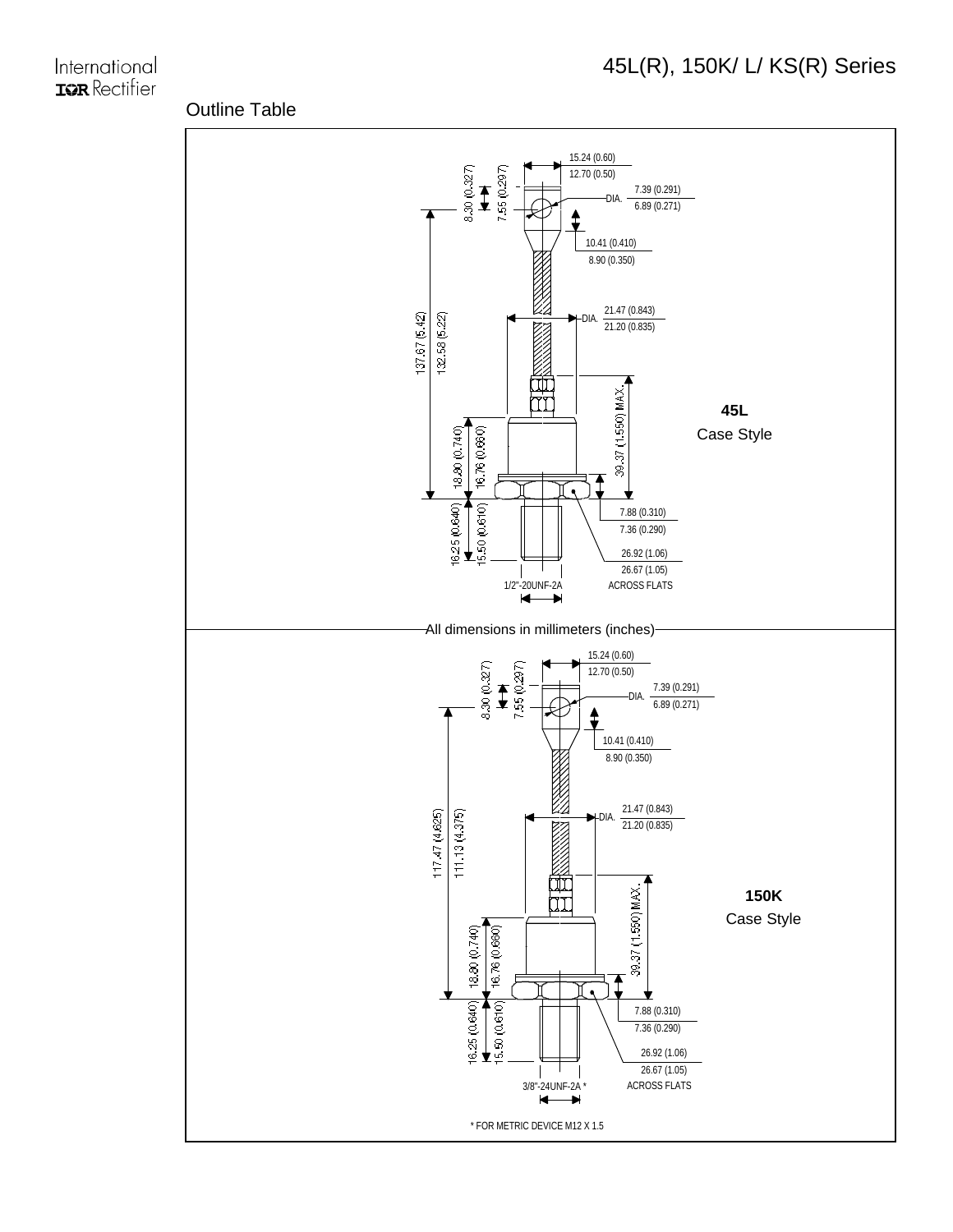## Outline Table

15.24 (0.60)
12.70 (0.50)

8.30 (0.327)
7.55 (0.297)

DIA. 7.39 (0.291) / 6.89 (0.271)

10.41 (0.410)
8.90 (0.350)

137.67 (5.42)
132.58 (5.22)

DIA. 21.47 (0.843) / 21.20 (0.835)

39.37 (1.550) MAX.

18.80 (0.740)
16.76 (0.660)

**45L**
Case Style

16.25 (0.640)
15.50 (0.610)

7.88 (0.310)
7.36 (0.290)

26.92 (1.06)
26.67 (1.05)
ACROSS FLATS

1/2"-20UNF-2A

All dimensions in millimeters (inches)

15.24 (0.60)
12.70 (0.50)

8.30 (0.327)
7.55 (0.297)

DIA. 7.39 (0.291) / 6.89 (0.271)

10.41 (0.410)
8.90 (0.350)

117.47 (4.625)
111.13 (4.375)

DIA. 21.47 (0.843) / 21.20 (0.835)

39.37 (1.550) MAX.

18.80 (0.740)
16.76 (0.660)

**150K**
Case Style

16.25 (0.640)
15.50 (0.610)

7.88 (0.310)
7.36 (0.290)

26.92 (1.06)
26.67 (1.05)
ACROSS FLATS

3/8"-24UNF-2A *

* FOR METRIC DEVICE M12 X 1.5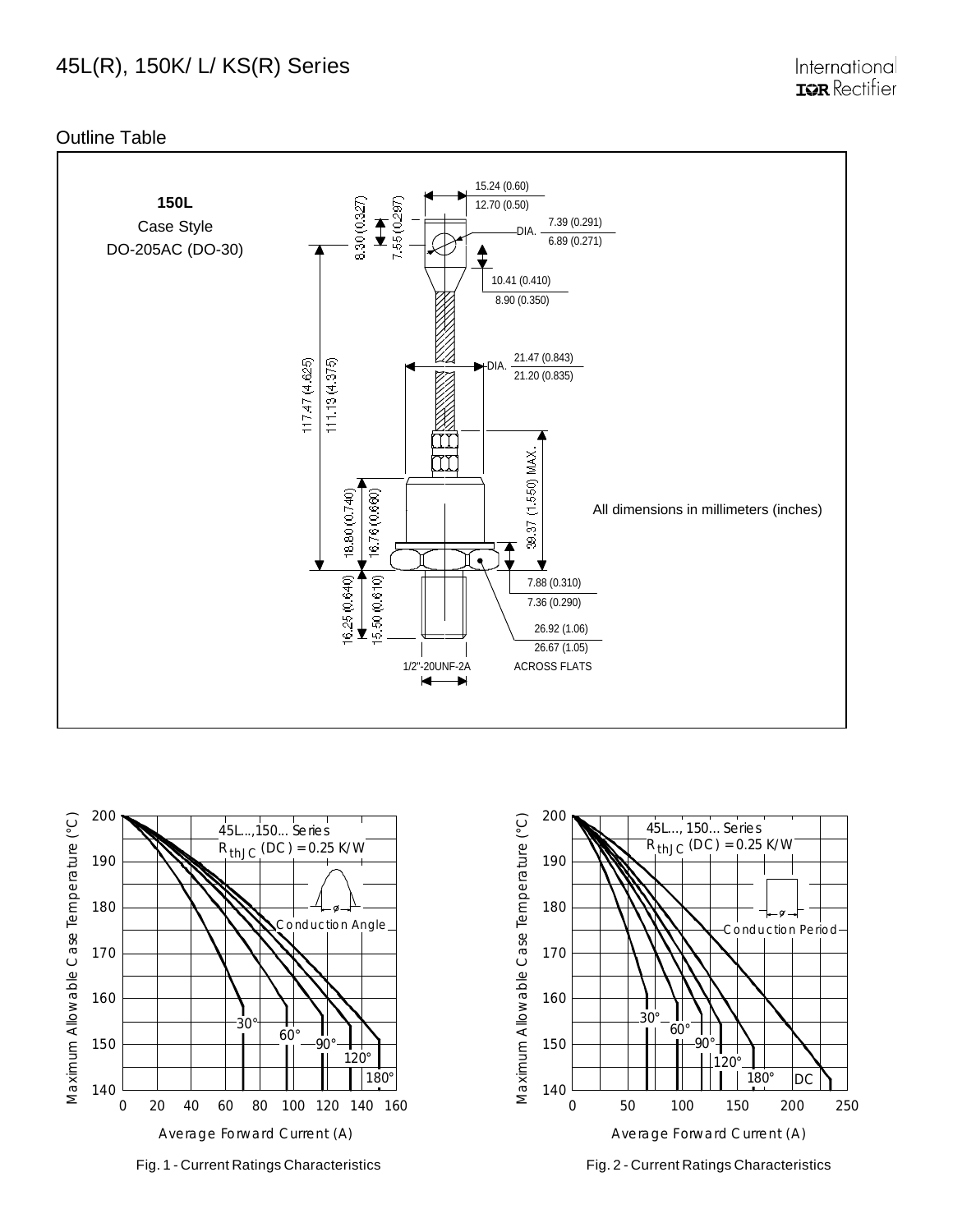## Outline Table

**150L**

Case Style

DO-205AC (DO-30)

15.24 (0.60)
12.70 (0.50)

8.30 (0.327)
7.55 (0.297)

DIA. 7.39 (0.291)
6.89 (0.271)

10.41 (0.410)
8.90 (0.350)

DIA. 21.47 (0.843)
21.20 (0.835)

117.47 (4.625)
111.13 (4.375)

39.37 (1.550) MAX.

18.80 (0.740)
16.76 (0.660)

All dimensions in millimeters (inches)

7.88 (0.310)
7.36 (0.290)

16.25 (0.640)
15.50 (0.610)

26.92 (1.06)
26.67 (1.05)

1/2"-20UNF-2A

ACROSS FLATS

45L...,150... Series
$R_{thJC}$ (DC) = 0.25 K/W

Conduction Angle

30° 60° 90° 120° 180°

Maximum Allowable Case Temperature (°C)

Average Forward Current (A)

Fig. 1 - Current Ratings Characteristics

45L..., 150... Series
$R_{thJC}$ (DC) = 0.25 K/W

Conduction Period

30° 60° 90° 120° 180° DC

Maximum Allowable Case Temperature (°C)

Average Forward Current (A)

Fig. 2 - Current Ratings Characteristics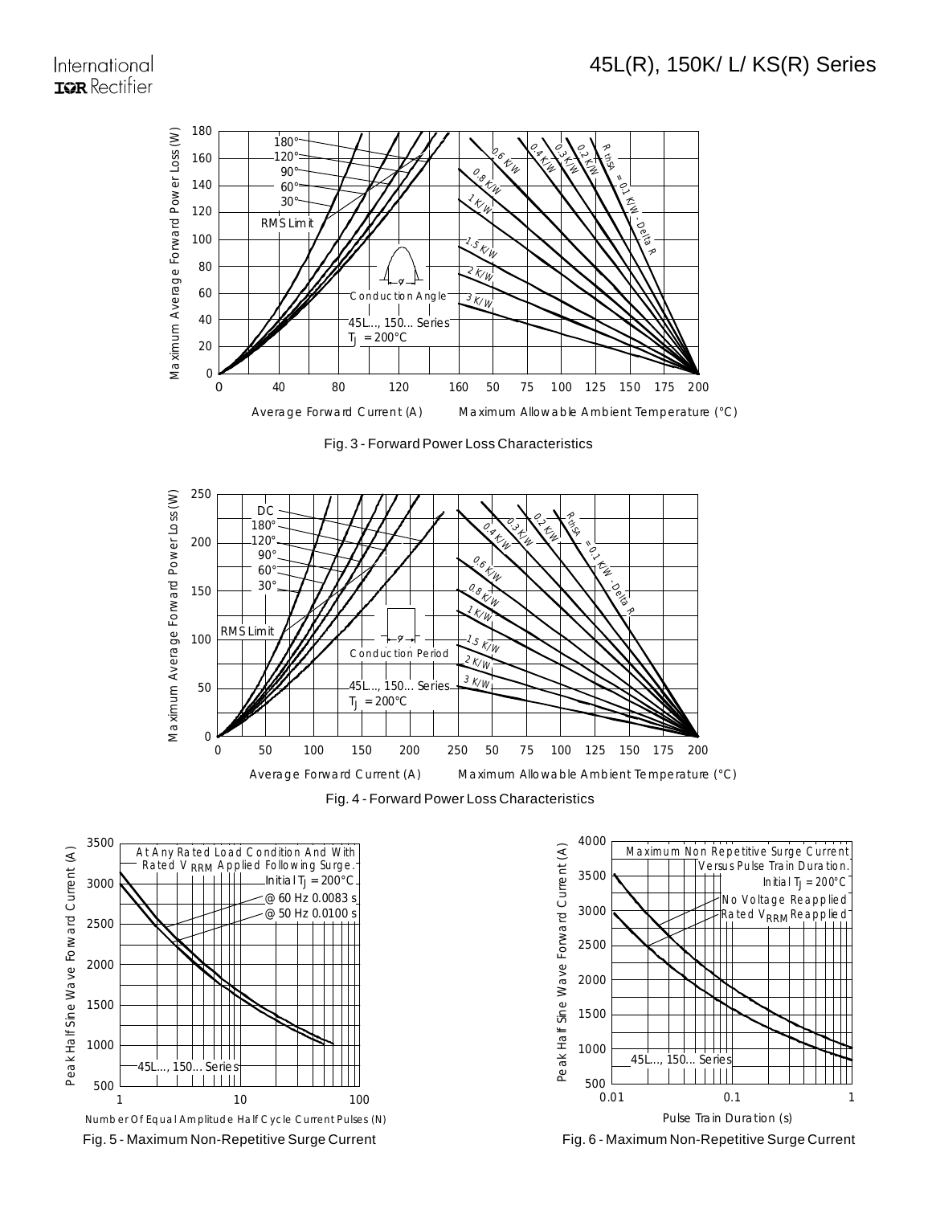Fig. 3 - Forward Power Loss Characteristics

Fig. 4 - Forward Power Loss Characteristics

Fig. 5 - Maximum Non-Repetitive Surge Current

Fig. 6 - Maximum Non-Repetitive Surge Current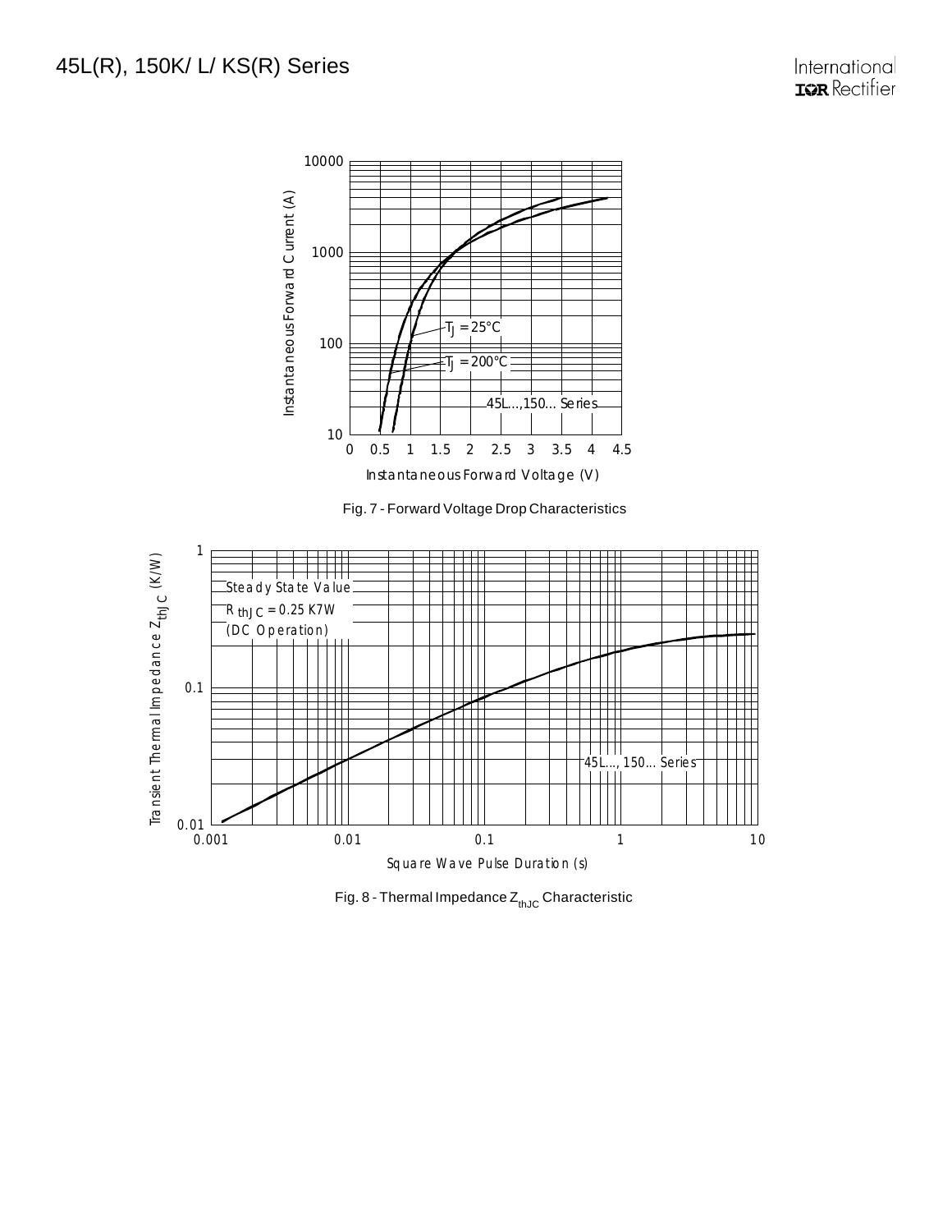10000

1000

100

10

Instantaneous Forward Current (A)

0 0.5 1 1.5 2 2.5 3 3.5 4 4.5

Instantaneous Forward Voltage (V)

$T_J = 25°C$

$T_J = 200°C$

45L...,150... Series

Fig. 7 - Forward Voltage Drop Characteristics

1

0.1

0.01

Transient Thermal Impedance $Z_{thJC}$ (K/W)

0.001 0.01 0.1 1 10

Square Wave Pulse Duration (s)

Steady State Value

$R_{thJC}$ = 0.25 K/W

(DC Operation)

45L..., 150... Series

Fig. 8 - Thermal Impedance $Z_{thJC}$ Characteristic